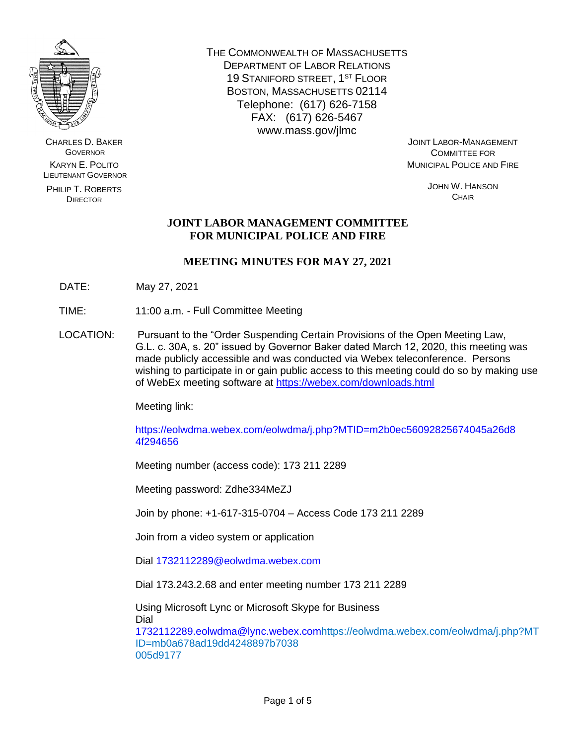THE COMMONWEALTH OF MASSACHUSETTS
DEPARTMENT OF LABOR RELATIONS
19 STANIFORD STREET, 1ST FLOOR
BOSTON, MASSACHUSETTS 02114
Telephone: (617) 626-7158
FAX: (617) 626-5467
www.mass.gov/jlmc

CHARLES D. BAKER
GOVERNOR

KARYN E. POLITO
LIEUTENANT GOVERNOR

PHILIP T. ROBERTS
DIRECTOR

JOINT LABOR-MANAGEMENT
COMMITTEE FOR
MUNICIPAL POLICE AND FIRE

JOHN W. HANSON
CHAIR

**JOINT LABOR MANAGEMENT COMMITTEE**
**FOR MUNICIPAL POLICE AND FIRE**

**MEETING MINUTES FOR MAY 27, 2021**

DATE: May 27, 2021

TIME: 11:00 a.m. - Full Committee Meeting

LOCATION: Pursuant to the "Order Suspending Certain Provisions of the Open Meeting Law, G.L. c. 30A, s. 20" issued by Governor Baker dated March 12, 2020, this meeting was made publicly accessible and was conducted via Webex teleconference. Persons wishing to participate in or gain public access to this meeting could do so by making use of WebEx meeting software at https://webex.com/downloads.html

Meeting link:

https://eolwdma.webex.com/eolwdma/j.php?MTID=m2b0ec56092825674045a26d84f294656

Meeting number (access code): 173 211 2289

Meeting password: Zdhe334MeZJ

Join by phone: +1-617-315-0704 – Access Code 173 211 2289

Join from a video system or application

Dial 1732112289@eolwdma.webex.com

Dial 173.243.2.68 and enter meeting number 173 211 2289

Using Microsoft Lync or Microsoft Skype for Business
Dial
1732112289.eolwdma@lync.webex.comhttps://eolwdma.webex.com/eolwdma/j.php?MTID=mb0a678ad19dd4248897b7038005d9177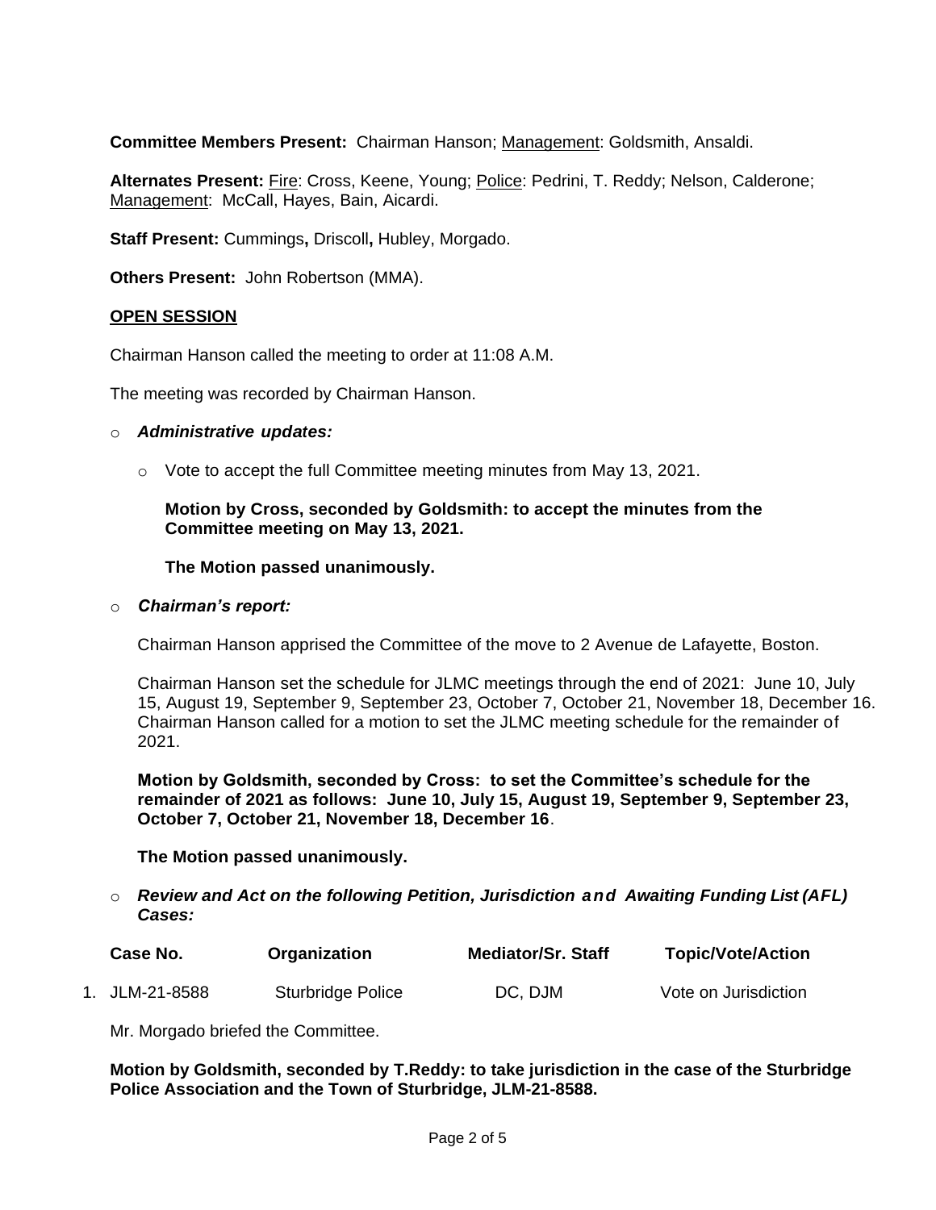**Committee Members Present:** Chairman Hanson; Management: Goldsmith, Ansaldi.

**Alternates Present:** Fire: Cross, Keene, Young; Police: Pedrini, T. Reddy; Nelson, Calderone; Management: McCall, Hayes, Bain, Aicardi.

**Staff Present:** Cummings**,** Driscoll**,** Hubley, Morgado.

**Others Present:** John Robertson (MMA).

## OPEN SESSION

Chairman Hanson called the meeting to order at 11:08 A.M.

The meeting was recorded by Chairman Hanson.

- ***Administrative updates:***

  - Vote to accept the full Committee meeting minutes from May 13, 2021.

    **Motion by Cross, seconded by Goldsmith: to accept the minutes from the Committee meeting on May 13, 2021.**

    **The Motion passed unanimously.**

- ***Chairman's report:***

  Chairman Hanson apprised the Committee of the move to 2 Avenue de Lafayette, Boston.

  Chairman Hanson set the schedule for JLMC meetings through the end of 2021: June 10, July 15, August 19, September 9, September 23, October 7, October 21, November 18, December 16. Chairman Hanson called for a motion to set the JLMC meeting schedule for the remainder of 2021.

  **Motion by Goldsmith, seconded by Cross: to set the Committee's schedule for the remainder of 2021 as follows: June 10, July 15, August 19, September 9, September 23, October 7, October 21, November 18, December 16**.

  **The Motion passed unanimously.**

- ***Review and Act on the following Petition, Jurisdiction and Awaiting Funding List (AFL) Cases:***

| | Case No. | Organization | Mediator/Sr. Staff | Topic/Vote/Action |
|---|---|---|---|---|
| 1. | JLM-21-8588 | Sturbridge Police | DC, DJM | Vote on Jurisdiction |

Mr. Morgado briefed the Committee.

**Motion by Goldsmith, seconded by T.Reddy: to take jurisdiction in the case of the Sturbridge Police Association and the Town of Sturbridge, JLM-21-8588.**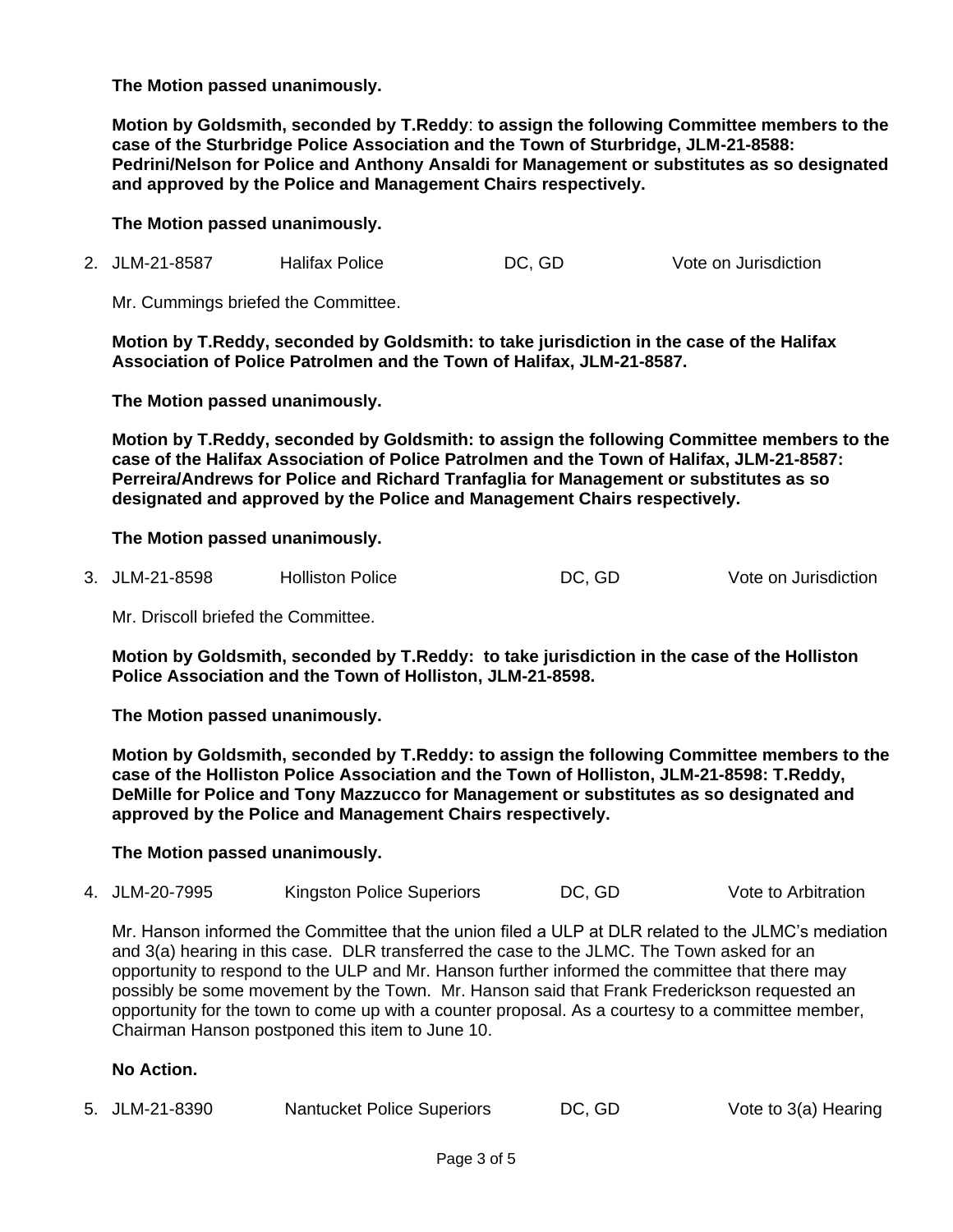**The Motion passed unanimously.**

**Motion by Goldsmith, seconded by T.Reddy**: **to assign the following Committee members to the case of the Sturbridge Police Association and the Town of Sturbridge, JLM-21-8588: Pedrini/Nelson for Police and Anthony Ansaldi for Management or substitutes as so designated and approved by the Police and Management Chairs respectively.**

**The Motion passed unanimously.**

2. JLM-21-8587 Halifax Police DC, GD Vote on Jurisdiction

   Mr. Cummings briefed the Committee.

   **Motion by T.Reddy, seconded by Goldsmith: to take jurisdiction in the case of the Halifax Association of Police Patrolmen and the Town of Halifax, JLM-21-8587.**

   **The Motion passed unanimously.**

   **Motion by T.Reddy, seconded by Goldsmith: to assign the following Committee members to the case of the Halifax Association of Police Patrolmen and the Town of Halifax, JLM-21-8587: Perreira/Andrews for Police and Richard Tranfaglia for Management or substitutes as so designated and approved by the Police and Management Chairs respectively.**

   **The Motion passed unanimously.**

3. JLM-21-8598 Holliston Police DC, GD Vote on Jurisdiction

   Mr. Driscoll briefed the Committee.

   **Motion by Goldsmith, seconded by T.Reddy: to take jurisdiction in the case of the Holliston Police Association and the Town of Holliston, JLM-21-8598.**

   **The Motion passed unanimously.**

   **Motion by Goldsmith, seconded by T.Reddy: to assign the following Committee members to the case of the Holliston Police Association and the Town of Holliston, JLM-21-8598: T.Reddy, DeMille for Police and Tony Mazzucco for Management or substitutes as so designated and approved by the Police and Management Chairs respectively.**

   **The Motion passed unanimously.**

4. JLM-20-7995 Kingston Police Superiors DC, GD Vote to Arbitration

   Mr. Hanson informed the Committee that the union filed a ULP at DLR related to the JLMC's mediation and 3(a) hearing in this case. DLR transferred the case to the JLMC. The Town asked for an opportunity to respond to the ULP and Mr. Hanson further informed the committee that there may possibly be some movement by the Town. Mr. Hanson said that Frank Frederickson requested an opportunity for the town to come up with a counter proposal. As a courtesy to a committee member, Chairman Hanson postponed this item to June 10.

   **No Action.**

5. JLM-21-8390 Nantucket Police Superiors DC, GD Vote to 3(a) Hearing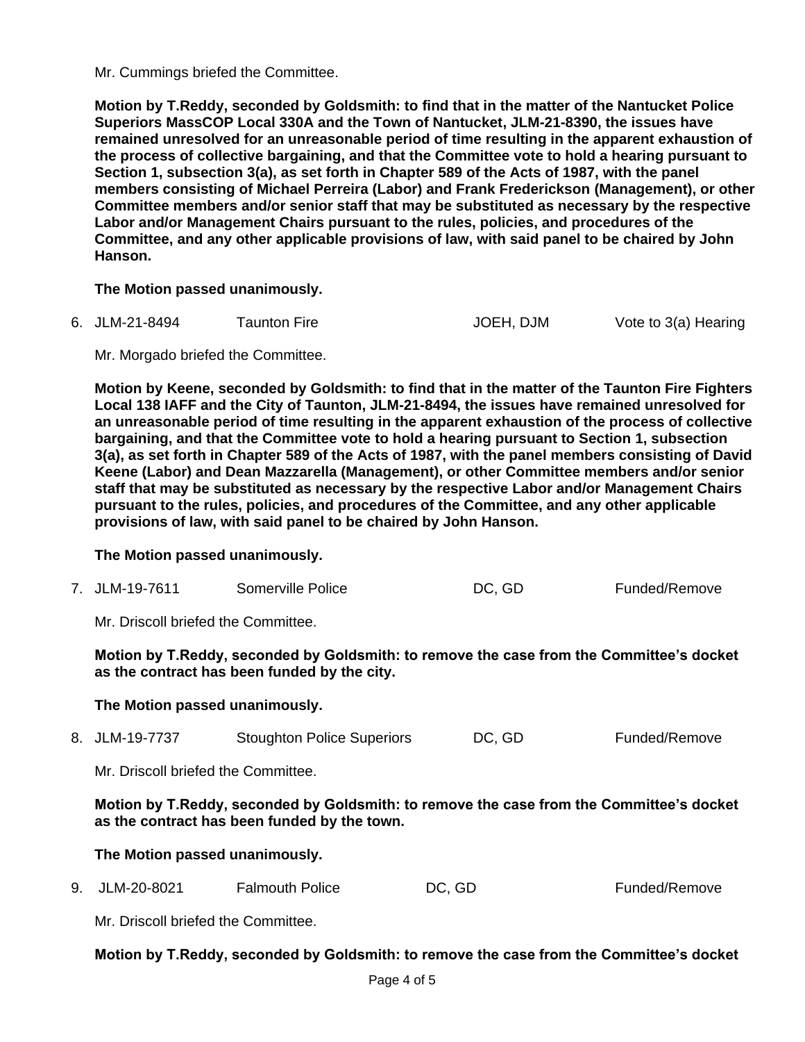Mr. Cummings briefed the Committee.

**Motion by T.Reddy, seconded by Goldsmith: to find that in the matter of the Nantucket Police Superiors MassCOP Local 330A and the Town of Nantucket, JLM-21-8390, the issues have remained unresolved for an unreasonable period of time resulting in the apparent exhaustion of the process of collective bargaining, and that the Committee vote to hold a hearing pursuant to Section 1, subsection 3(a), as set forth in Chapter 589 of the Acts of 1987, with the panel members consisting of Michael Perreira (Labor) and Frank Frederickson (Management), or other Committee members and/or senior staff that may be substituted as necessary by the respective Labor and/or Management Chairs pursuant to the rules, policies, and procedures of the Committee, and any other applicable provisions of law, with said panel to be chaired by John Hanson.**

**The Motion passed unanimously.**

6. JLM-21-8494 Taunton Fire JOEH, DJM Vote to 3(a) Hearing

Mr. Morgado briefed the Committee.

**Motion by Keene, seconded by Goldsmith: to find that in the matter of the Taunton Fire Fighters Local 138 IAFF and the City of Taunton, JLM-21-8494, the issues have remained unresolved for an unreasonable period of time resulting in the apparent exhaustion of the process of collective bargaining, and that the Committee vote to hold a hearing pursuant to Section 1, subsection 3(a), as set forth in Chapter 589 of the Acts of 1987, with the panel members consisting of David Keene (Labor) and Dean Mazzarella (Management), or other Committee members and/or senior staff that may be substituted as necessary by the respective Labor and/or Management Chairs pursuant to the rules, policies, and procedures of the Committee, and any other applicable provisions of law, with said panel to be chaired by John Hanson.**

**The Motion passed unanimously.**

7. JLM-19-7611 Somerville Police DC, GD Funded/Remove

Mr. Driscoll briefed the Committee.

**Motion by T.Reddy, seconded by Goldsmith: to remove the case from the Committee's docket as the contract has been funded by the city.**

**The Motion passed unanimously.**

8. JLM-19-7737 Stoughton Police Superiors DC, GD Funded/Remove

Mr. Driscoll briefed the Committee.

**Motion by T.Reddy, seconded by Goldsmith: to remove the case from the Committee's docket as the contract has been funded by the town.**

**The Motion passed unanimously.**

9. JLM-20-8021 Falmouth Police DC, GD Funded/Remove

Mr. Driscoll briefed the Committee.

**Motion by T.Reddy, seconded by Goldsmith: to remove the case from the Committee's docket**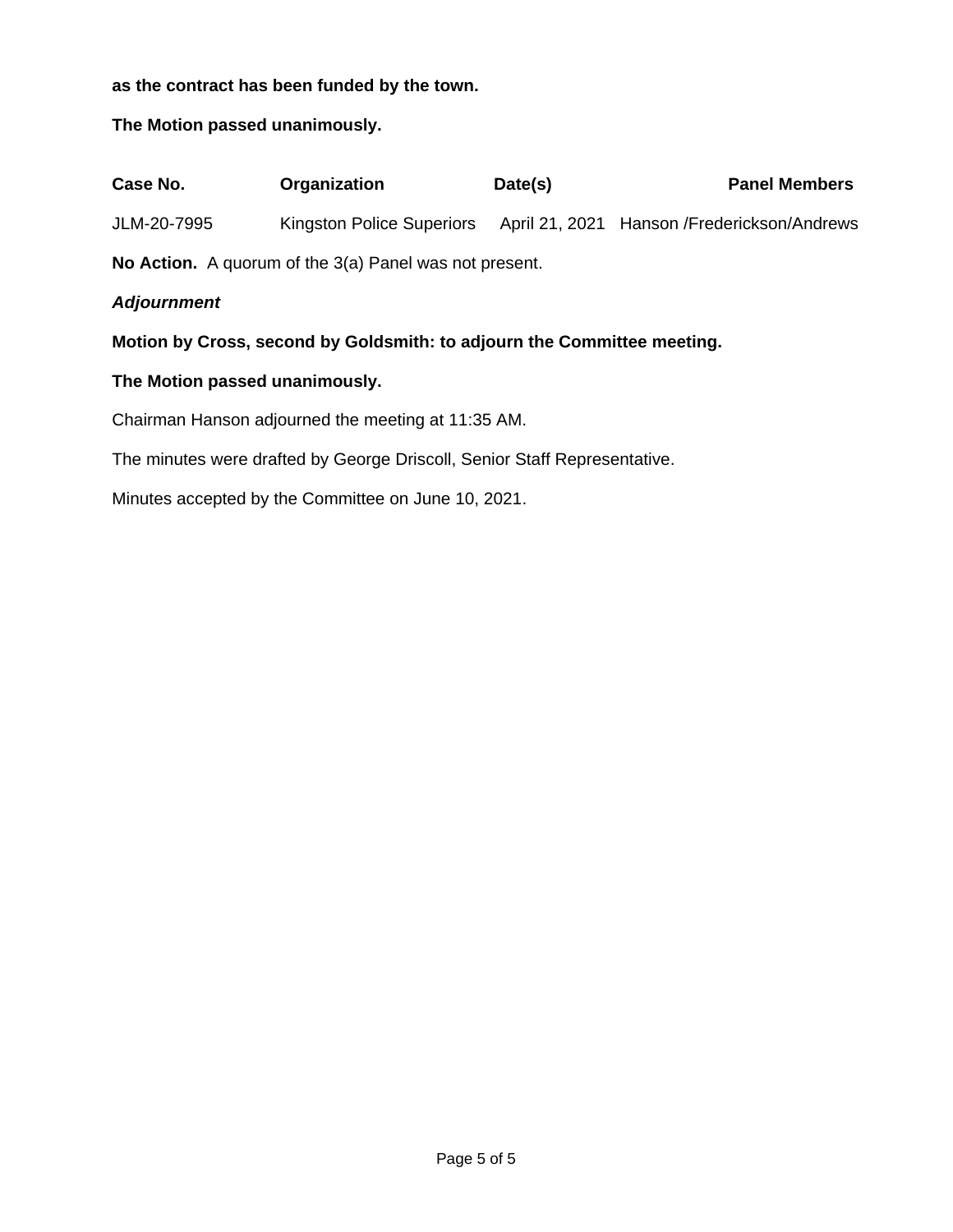**as the contract has been funded by the town.**

**The Motion passed unanimously.**

| Case No. | Organization | Date(s) | Panel Members |
| --- | --- | --- | --- |
| JLM-20-7995 | Kingston Police Superiors | April 21, 2021 | Hanson /Frederickson/Andrews |

**No Action.** A quorum of the 3(a) Panel was not present.

***Adjournment***

**Motion by Cross, second by Goldsmith: to adjourn the Committee meeting.**

**The Motion passed unanimously.**

Chairman Hanson adjourned the meeting at 11:35 AM.

The minutes were drafted by George Driscoll, Senior Staff Representative.

Minutes accepted by the Committee on June 10, 2021.